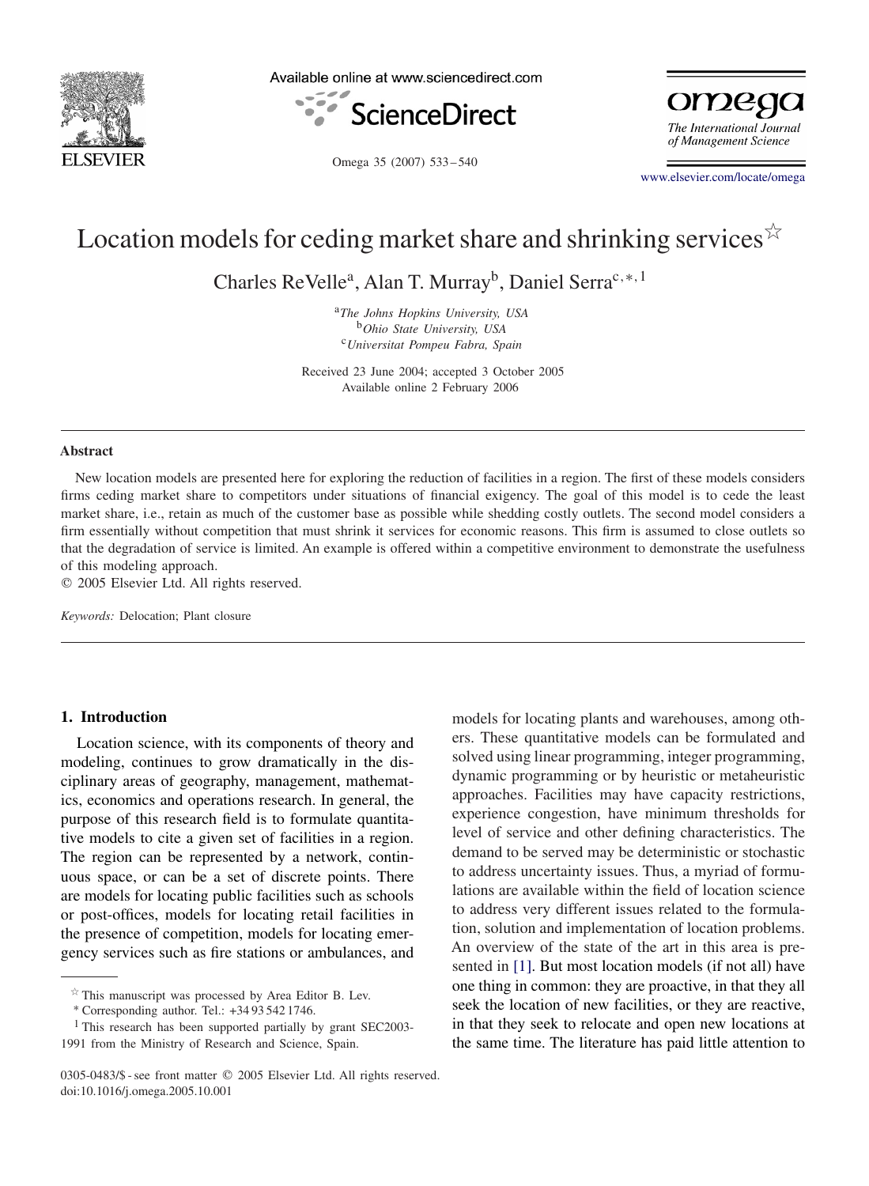# Location models for ceding market share and shrinking services[☆]

Charles ReVelle[a], Alan T. Murray[b], Daniel Serra[c,*,1]

[a] *The Johns Hopkins University, USA*
[b] *Ohio State University, USA*
[c] *Universitat Pompeu Fabra, Spain*

Received 23 June 2004; accepted 3 October 2005
Available online 2 February 2006

## Abstract

New location models are presented here for exploring the reduction of facilities in a region. The first of these models considers firms ceding market share to competitors under situations of financial exigency. The goal of this model is to cede the least market share, i.e., retain as much of the customer base as possible while shedding costly outlets. The second model considers a firm essentially without competition that must shrink it services for economic reasons. This firm is assumed to close outlets so that the degradation of service is limited. An example is offered within a competitive environment to demonstrate the usefulness of this modeling approach.

© 2005 Elsevier Ltd. All rights reserved.

*Keywords:* Delocation; Plant closure

## 1. Introduction

Location science, with its components of theory and modeling, continues to grow dramatically in the disciplinary areas of geography, management, mathematics, economics and operations research. In general, the purpose of this research field is to formulate quantitative models to cite a given set of facilities in a region. The region can be represented by a network, continuous space, or can be a set of discrete points. There are models for locating public facilities such as schools or post-offices, models for locating retail facilities in the presence of competition, models for locating emergency services such as fire stations or ambulances, and models for locating plants and warehouses, among others. These quantitative models can be formulated and solved using linear programming, integer programming, dynamic programming or by heuristic or metaheuristic approaches. Facilities may have capacity restrictions, experience congestion, have minimum thresholds for level of service and other defining characteristics. The demand to be served may be deterministic or stochastic to address uncertainty issues. Thus, a myriad of formulations are available within the field of location science to address very different issues related to the formulation, solution and implementation of location problems. An overview of the state of the art in this area is presented in [1]. But most location models (if not all) have one thing in common: they are proactive, in that they all seek the location of new facilities, or they are reactive, in that they seek to relocate and open new locations at the same time. The literature has paid little attention to

---

☆ This manuscript was processed by Area Editor B. Lev.

\* Corresponding author. Tel.: +34 93 542 1746.

1 This research has been supported partially by grant SEC2003-1991 from the Ministry of Research and Science, Spain.

0305-0483/$ - see front matter © 2005 Elsevier Ltd. All rights reserved.
doi:10.1016/j.omega.2005.10.001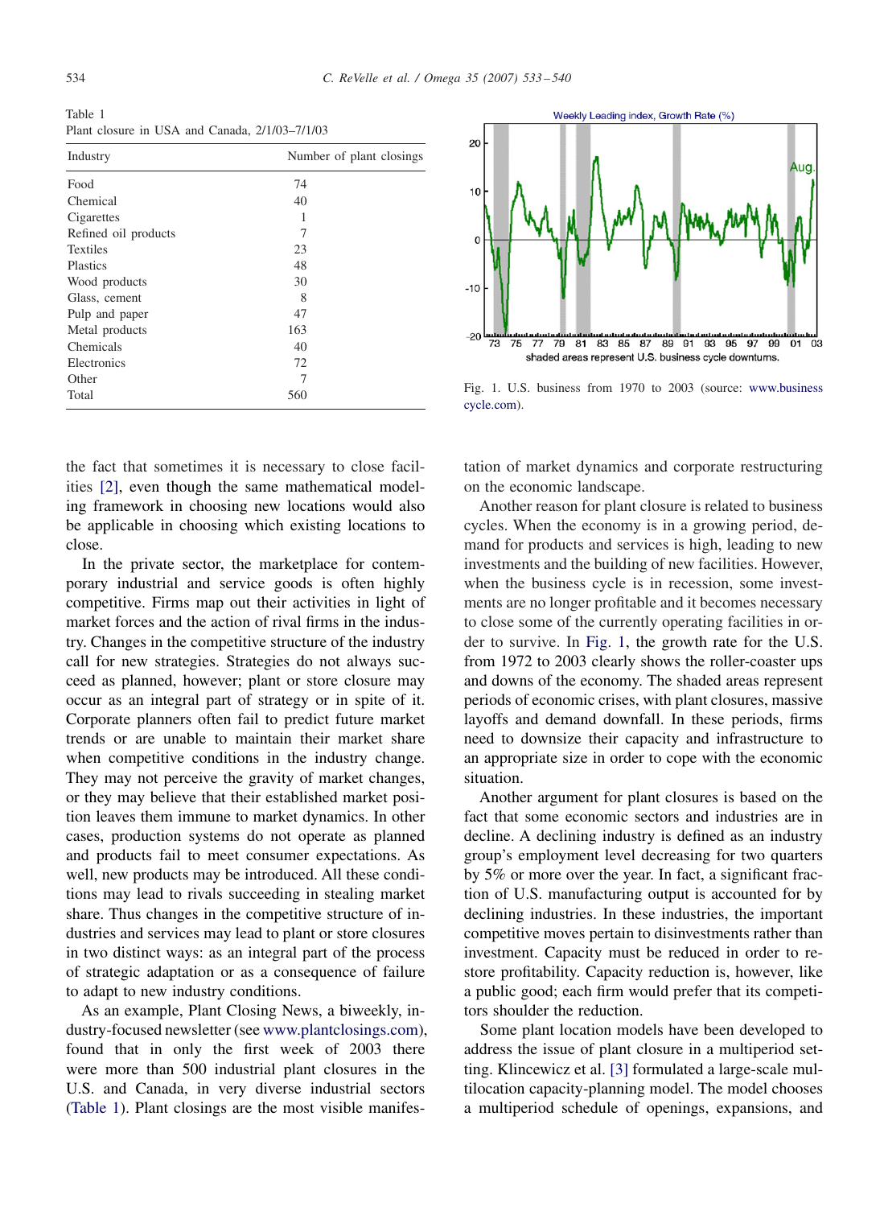Table 1
Plant closure in USA and Canada, 2/1/03–7/1/03

| Industry | Number of plant closings |
|---|---|
| Food | 74 |
| Chemical | 40 |
| Cigarettes | 1 |
| Refined oil products | 7 |
| Textiles | 23 |
| Plastics | 48 |
| Wood products | 30 |
| Glass, cement | 8 |
| Pulp and paper | 47 |
| Metal products | 163 |
| Chemicals | 40 |
| Electronics | 72 |
| Other | 7 |
| Total | 560 |

Weekly Leading index, Growth Rate (%)

20
10
0
-10
-20

Aug.

73 75 77 79 81 83 85 87 89 91 93 95 97 99 01 03

shaded areas represent U.S. business cycle downturns.

Fig. 1. U.S. business from 1970 to 2003 (source: www.businesscycle.com).

the fact that sometimes it is necessary to close facilities [2], even though the same mathematical modeling framework in choosing new locations would also be applicable in choosing which existing locations to close.

In the private sector, the marketplace for contemporary industrial and service goods is often highly competitive. Firms map out their activities in light of market forces and the action of rival firms in the industry. Changes in the competitive structure of the industry call for new strategies. Strategies do not always succeed as planned, however; plant or store closure may occur as an integral part of strategy or in spite of it. Corporate planners often fail to predict future market trends or are unable to maintain their market share when competitive conditions in the industry change. They may not perceive the gravity of market changes, or they may believe that their established market position leaves them immune to market dynamics. In other cases, production systems do not operate as planned and products fail to meet consumer expectations. As well, new products may be introduced. All these conditions may lead to rivals succeeding in stealing market share. Thus changes in the competitive structure of industries and services may lead to plant or store closures in two distinct ways: as an integral part of the process of strategic adaptation or as a consequence of failure to adapt to new industry conditions.

As an example, Plant Closing News, a biweekly, industry-focused newsletter (see www.plantclosings.com), found that in only the first week of 2003 there were more than 500 industrial plant closures in the U.S. and Canada, in very diverse industrial sectors (Table 1). Plant closings are the most visible manifestation of market dynamics and corporate restructuring on the economic landscape.

Another reason for plant closure is related to business cycles. When the economy is in a growing period, demand for products and services is high, leading to new investments and the building of new facilities. However, when the business cycle is in recession, some investments are no longer profitable and it becomes necessary to close some of the currently operating facilities in order to survive. In Fig. 1, the growth rate for the U.S. from 1972 to 2003 clearly shows the roller-coaster ups and downs of the economy. The shaded areas represent periods of economic crises, with plant closures, massive layoffs and demand downfall. In these periods, firms need to downsize their capacity and infrastructure to an appropriate size in order to cope with the economic situation.

Another argument for plant closures is based on the fact that some economic sectors and industries are in decline. A declining industry is defined as an industry group's employment level decreasing for two quarters by 5% or more over the year. In fact, a significant fraction of U.S. manufacturing output is accounted for by declining industries. In these industries, the important competitive moves pertain to disinvestments rather than investment. Capacity must be reduced in order to restore profitability. Capacity reduction is, however, like a public good; each firm would prefer that its competitors shoulder the reduction.

Some plant location models have been developed to address the issue of plant closure in a multiperiod setting. Klincewicz et al. [3] formulated a large-scale multilocation capacity-planning model. The model chooses a multiperiod schedule of openings, expansions, and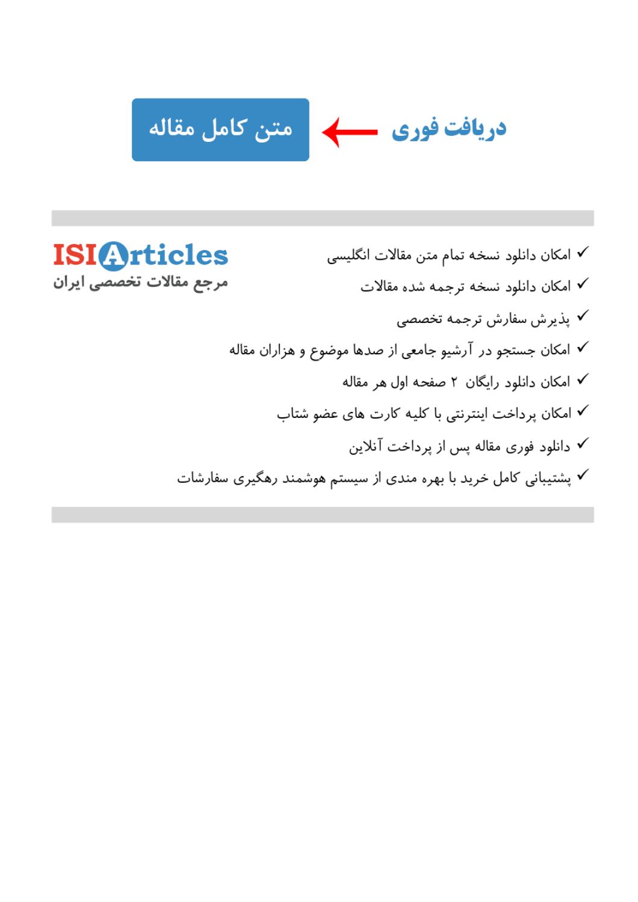دریافت فوری ← **متن کامل مقاله**

**ISIArticles**
مرجع مقالات تخصصی ایران

- ✓ امکان دانلود نسخه تمام متن مقالات انگلیسی
- ✓ امکان دانلود نسخه ترجمه شده مقالات
- ✓ پذیرش سفارش ترجمه تخصصی
- ✓ امکان جستجو در آرشیو جامعی از صدها موضوع و هزاران مقاله
- ✓ امکان دانلود رایگان ۲ صفحه اول هر مقاله
- ✓ امکان پرداخت اینترنتی با کلیه کارت های عضو شتاب
- ✓ دانلود فوری مقاله پس از پرداخت آنلاین
- ✓ پشتیبانی کامل خرید با بهره مندی از سیستم هوشمند رهگیری سفارشات